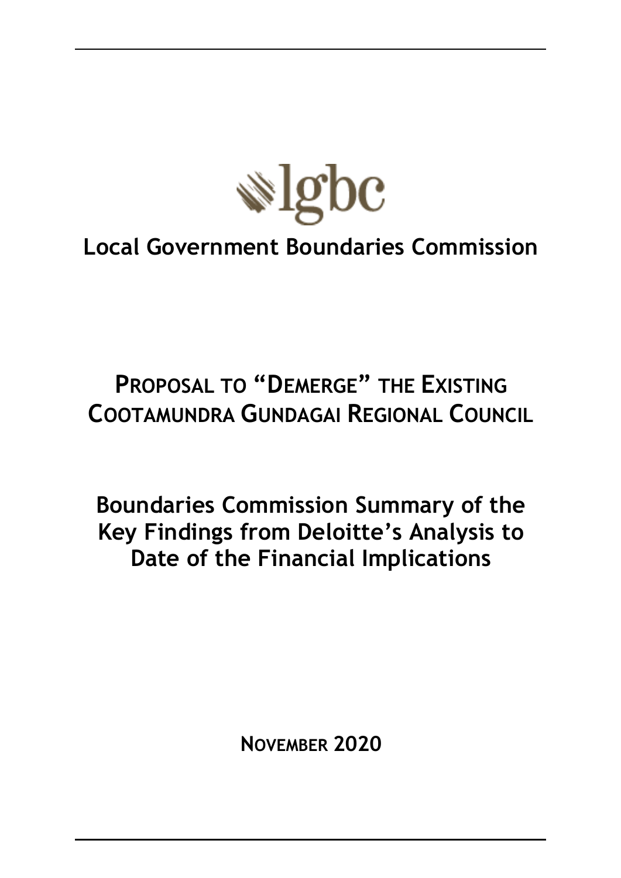lgbc

# Local Government Boundaries Commission

## PROPOSAL TO "DEMERGE" THE EXISTING COOTAMUNDRA GUNDAGAI REGIONAL COUNCIL

## Boundaries Commission Summary of the Key Findings from Deloitte's Analysis to Date of the Financial Implications

**NOVEMBER 2020**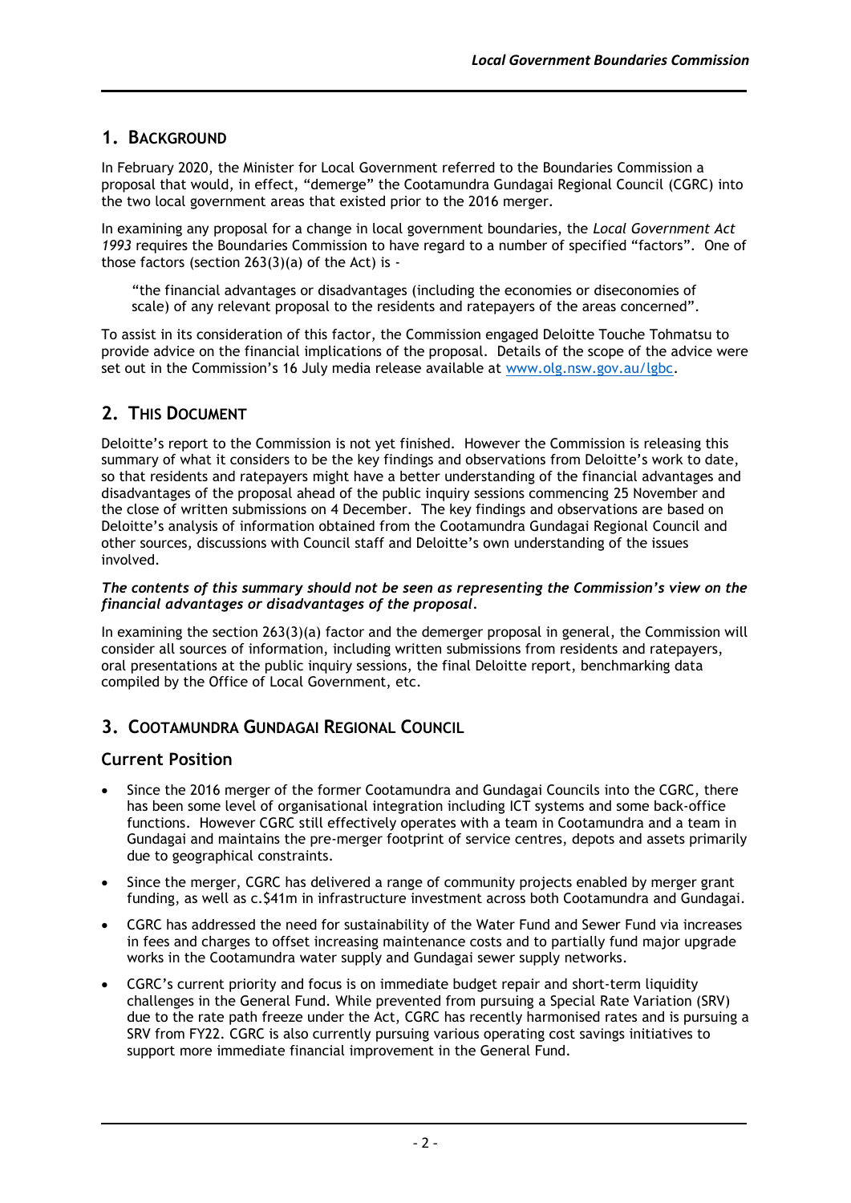## 1. Background

In February 2020, the Minister for Local Government referred to the Boundaries Commission a proposal that would, in effect, "demerge" the Cootamundra Gundagai Regional Council (CGRC) into the two local government areas that existed prior to the 2016 merger.

In examining any proposal for a change in local government boundaries, the *Local Government Act 1993* requires the Boundaries Commission to have regard to a number of specified "factors". One of those factors (section 263(3)(a) of the Act) is -

> "the financial advantages or disadvantages (including the economies or diseconomies of scale) of any relevant proposal to the residents and ratepayers of the areas concerned".

To assist in its consideration of this factor, the Commission engaged Deloitte Touche Tohmatsu to provide advice on the financial implications of the proposal. Details of the scope of the advice were set out in the Commission's 16 July media release available at www.olg.nsw.gov.au/lgbc.

## 2. This Document

Deloitte's report to the Commission is not yet finished. However the Commission is releasing this summary of what it considers to be the key findings and observations from Deloitte's work to date, so that residents and ratepayers might have a better understanding of the financial advantages and disadvantages of the proposal ahead of the public inquiry sessions commencing 25 November and the close of written submissions on 4 December. The key findings and observations are based on Deloitte's analysis of information obtained from the Cootamundra Gundagai Regional Council and other sources, discussions with Council staff and Deloitte's own understanding of the issues involved.

***The contents of this summary should not be seen as representing the Commission's view on the financial advantages or disadvantages of the proposal.***

In examining the section 263(3)(a) factor and the demerger proposal in general, the Commission will consider all sources of information, including written submissions from residents and ratepayers, oral presentations at the public inquiry sessions, the final Deloitte report, benchmarking data compiled by the Office of Local Government, etc.

## 3. Cootamundra Gundagai Regional Council

### Current Position

- Since the 2016 merger of the former Cootamundra and Gundagai Councils into the CGRC, there has been some level of organisational integration including ICT systems and some back-office functions. However CGRC still effectively operates with a team in Cootamundra and a team in Gundagai and maintains the pre-merger footprint of service centres, depots and assets primarily due to geographical constraints.
- Since the merger, CGRC has delivered a range of community projects enabled by merger grant funding, as well as c.$41m in infrastructure investment across both Cootamundra and Gundagai.
- CGRC has addressed the need for sustainability of the Water Fund and Sewer Fund via increases in fees and charges to offset increasing maintenance costs and to partially fund major upgrade works in the Cootamundra water supply and Gundagai sewer supply networks.
- CGRC's current priority and focus is on immediate budget repair and short-term liquidity challenges in the General Fund. While prevented from pursuing a Special Rate Variation (SRV) due to the rate path freeze under the Act, CGRC has recently harmonised rates and is pursuing a SRV from FY22. CGRC is also currently pursuing various operating cost savings initiatives to support more immediate financial improvement in the General Fund.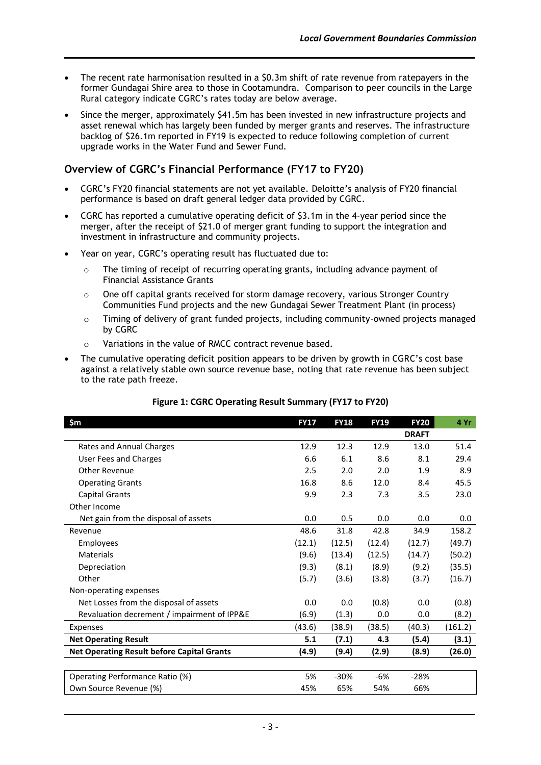- The recent rate harmonisation resulted in a $0.3m shift of rate revenue from ratepayers in the former Gundagai Shire area to those in Cootamundra. Comparison to peer councils in the Large Rural category indicate CGRC's rates today are below average.
- Since the merger, approximately $41.5m has been invested in new infrastructure projects and asset renewal which has largely been funded by merger grants and reserves. The infrastructure backlog of $26.1m reported in FY19 is expected to reduce following completion of current upgrade works in the Water Fund and Sewer Fund.

## Overview of CGRC's Financial Performance (FY17 to FY20)

- CGRC's FY20 financial statements are not yet available. Deloitte's analysis of FY20 financial performance is based on draft general ledger data provided by CGRC.
- CGRC has reported a cumulative operating deficit of $3.1m in the 4-year period since the merger, after the receipt of $21.0 of merger grant funding to support the integration and investment in infrastructure and community projects.
- Year on year, CGRC's operating result has fluctuated due to:
  - The timing of receipt of recurring operating grants, including advance payment of Financial Assistance Grants
  - One off capital grants received for storm damage recovery, various Stronger Country Communities Fund projects and the new Gundagai Sewer Treatment Plant (in process)
  - Timing of delivery of grant funded projects, including community-owned projects managed by CGRC
  - Variations in the value of RMCC contract revenue based.
- The cumulative operating deficit position appears to be driven by growth in CGRC's cost base against a relatively stable own source revenue base, noting that rate revenue has been subject to the rate path freeze.

**Figure 1: CGRC Operating Result Summary (FY17 to FY20)**

| $m | FY17 | FY18 | FY19 | FY20 | 4 Yr |
|---|---|---|---|---|---|
| | | | | **DRAFT** | |
| Rates and Annual Charges | 12.9 | 12.3 | 12.9 | 13.0 | 51.4 |
| User Fees and Charges | 6.6 | 6.1 | 8.6 | 8.1 | 29.4 |
| Other Revenue | 2.5 | 2.0 | 2.0 | 1.9 | 8.9 |
| Operating Grants | 16.8 | 8.6 | 12.0 | 8.4 | 45.5 |
| Capital Grants | 9.9 | 2.3 | 7.3 | 3.5 | 23.0 |
| Other Income | | | | | |
| Net gain from the disposal of assets | 0.0 | 0.5 | 0.0 | 0.0 | 0.0 |
| Revenue | 48.6 | 31.8 | 42.8 | 34.9 | 158.2 |
| Employees | (12.1) | (12.5) | (12.4) | (12.7) | (49.7) |
| Materials | (9.6) | (13.4) | (12.5) | (14.7) | (50.2) |
| Depreciation | (9.3) | (8.1) | (8.9) | (9.2) | (35.5) |
| Other | (5.7) | (3.6) | (3.8) | (3.7) | (16.7) |
| Non-operating expenses | | | | | |
| Net Losses from the disposal of assets | 0.0 | 0.0 | (0.8) | 0.0 | (0.8) |
| Revaluation decrement / impairment of IPP&E | (6.9) | (1.3) | 0.0 | 0.0 | (8.2) |
| Expenses | (43.6) | (38.9) | (38.5) | (40.3) | (161.2) |
| **Net Operating Result** | **5.1** | **(7.1)** | **4.3** | **(5.4)** | **(3.1)** |
| **Net Operating Result before Capital Grants** | **(4.9)** | **(9.4)** | **(2.9)** | **(8.9)** | **(26.0)** |
| | | | | | |
| Operating Performance Ratio (%) | 5% | -30% | -6% | -28% | |
| Own Source Revenue (%) | 45% | 65% | 54% | 66% | |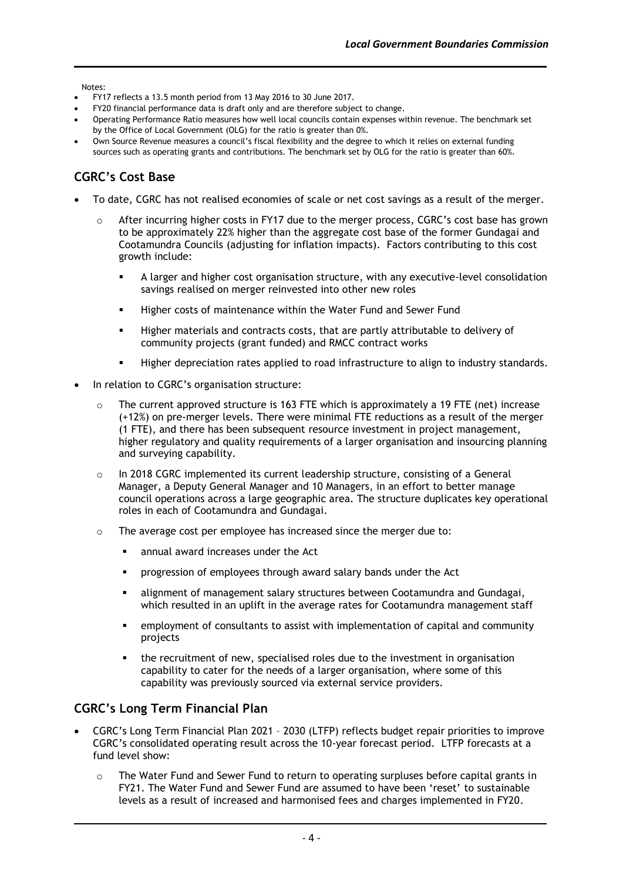Notes:

- FY17 reflects a 13.5 month period from 13 May 2016 to 30 June 2017.
- FY20 financial performance data is draft only and are therefore subject to change.
- Operating Performance Ratio measures how well local councils contain expenses within revenue. The benchmark set by the Office of Local Government (OLG) for the ratio is greater than 0%.
- Own Source Revenue measures a council's fiscal flexibility and the degree to which it relies on external funding sources such as operating grants and contributions. The benchmark set by OLG for the ratio is greater than 60%.

## CGRC's Cost Base

- To date, CGRC has not realised economies of scale or net cost savings as a result of the merger.
  - After incurring higher costs in FY17 due to the merger process, CGRC's cost base has grown to be approximately 22% higher than the aggregate cost base of the former Gundagai and Cootamundra Councils (adjusting for inflation impacts). Factors contributing to this cost growth include:
    - A larger and higher cost organisation structure, with any executive-level consolidation savings realised on merger reinvested into other new roles
    - Higher costs of maintenance within the Water Fund and Sewer Fund
    - Higher materials and contracts costs, that are partly attributable to delivery of community projects (grant funded) and RMCC contract works
    - Higher depreciation rates applied to road infrastructure to align to industry standards.
- In relation to CGRC's organisation structure:
  - The current approved structure is 163 FTE which is approximately a 19 FTE (net) increase (+12%) on pre-merger levels. There were minimal FTE reductions as a result of the merger (1 FTE), and there has been subsequent resource investment in project management, higher regulatory and quality requirements of a larger organisation and insourcing planning and surveying capability.
  - In 2018 CGRC implemented its current leadership structure, consisting of a General Manager, a Deputy General Manager and 10 Managers, in an effort to better manage council operations across a large geographic area. The structure duplicates key operational roles in each of Cootamundra and Gundagai.
  - The average cost per employee has increased since the merger due to:
    - annual award increases under the Act
    - progression of employees through award salary bands under the Act
    - alignment of management salary structures between Cootamundra and Gundagai, which resulted in an uplift in the average rates for Cootamundra management staff
    - employment of consultants to assist with implementation of capital and community projects
    - the recruitment of new, specialised roles due to the investment in organisation capability to cater for the needs of a larger organisation, where some of this capability was previously sourced via external service providers.

## CGRC's Long Term Financial Plan

- CGRC's Long Term Financial Plan 2021 – 2030 (LTFP) reflects budget repair priorities to improve CGRC's consolidated operating result across the 10-year forecast period. LTFP forecasts at a fund level show:
  - The Water Fund and Sewer Fund to return to operating surpluses before capital grants in FY21. The Water Fund and Sewer Fund are assumed to have been 'reset' to sustainable levels as a result of increased and harmonised fees and charges implemented in FY20.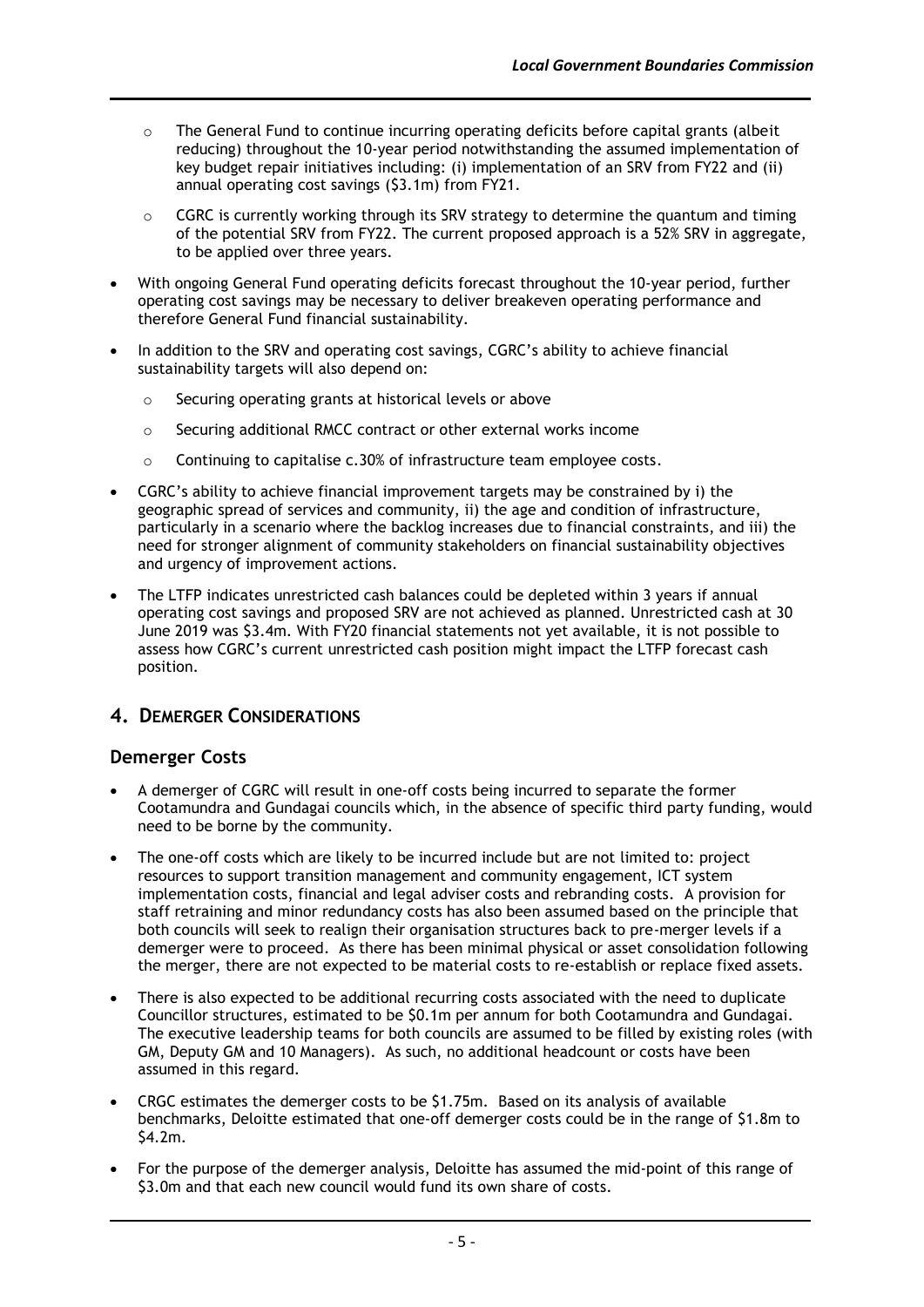- The General Fund to continue incurring operating deficits before capital grants (albeit reducing) throughout the 10-year period notwithstanding the assumed implementation of key budget repair initiatives including: (i) implementation of an SRV from FY22 and (ii) annual operating cost savings ($3.1m) from FY21.
  - CGRC is currently working through its SRV strategy to determine the quantum and timing of the potential SRV from FY22. The current proposed approach is a 52% SRV in aggregate, to be applied over three years.
- With ongoing General Fund operating deficits forecast throughout the 10-year period, further operating cost savings may be necessary to deliver breakeven operating performance and therefore General Fund financial sustainability.
- In addition to the SRV and operating cost savings, CGRC's ability to achieve financial sustainability targets will also depend on:
  - Securing operating grants at historical levels or above
  - Securing additional RMCC contract or other external works income
  - Continuing to capitalise c.30% of infrastructure team employee costs.
- CGRC's ability to achieve financial improvement targets may be constrained by i) the geographic spread of services and community, ii) the age and condition of infrastructure, particularly in a scenario where the backlog increases due to financial constraints, and iii) the need for stronger alignment of community stakeholders on financial sustainability objectives and urgency of improvement actions.
- The LTFP indicates unrestricted cash balances could be depleted within 3 years if annual operating cost savings and proposed SRV are not achieved as planned. Unrestricted cash at 30 June 2019 was $3.4m. With FY20 financial statements not yet available, it is not possible to assess how CGRC's current unrestricted cash position might impact the LTFP forecast cash position.

## 4. DEMERGER CONSIDERATIONS

### Demerger Costs

- A demerger of CGRC will result in one-off costs being incurred to separate the former Cootamundra and Gundagai councils which, in the absence of specific third party funding, would need to be borne by the community.
- The one-off costs which are likely to be incurred include but are not limited to: project resources to support transition management and community engagement, ICT system implementation costs, financial and legal adviser costs and rebranding costs. A provision for staff retraining and minor redundancy costs has also been assumed based on the principle that both councils will seek to realign their organisation structures back to pre-merger levels if a demerger were to proceed. As there has been minimal physical or asset consolidation following the merger, there are not expected to be material costs to re-establish or replace fixed assets.
- There is also expected to be additional recurring costs associated with the need to duplicate Councillor structures, estimated to be $0.1m per annum for both Cootamundra and Gundagai. The executive leadership teams for both councils are assumed to be filled by existing roles (with GM, Deputy GM and 10 Managers). As such, no additional headcount or costs have been assumed in this regard.
- CRGC estimates the demerger costs to be $1.75m. Based on its analysis of available benchmarks, Deloitte estimated that one-off demerger costs could be in the range of $1.8m to $4.2m.
- For the purpose of the demerger analysis, Deloitte has assumed the mid-point of this range of $3.0m and that each new council would fund its own share of costs.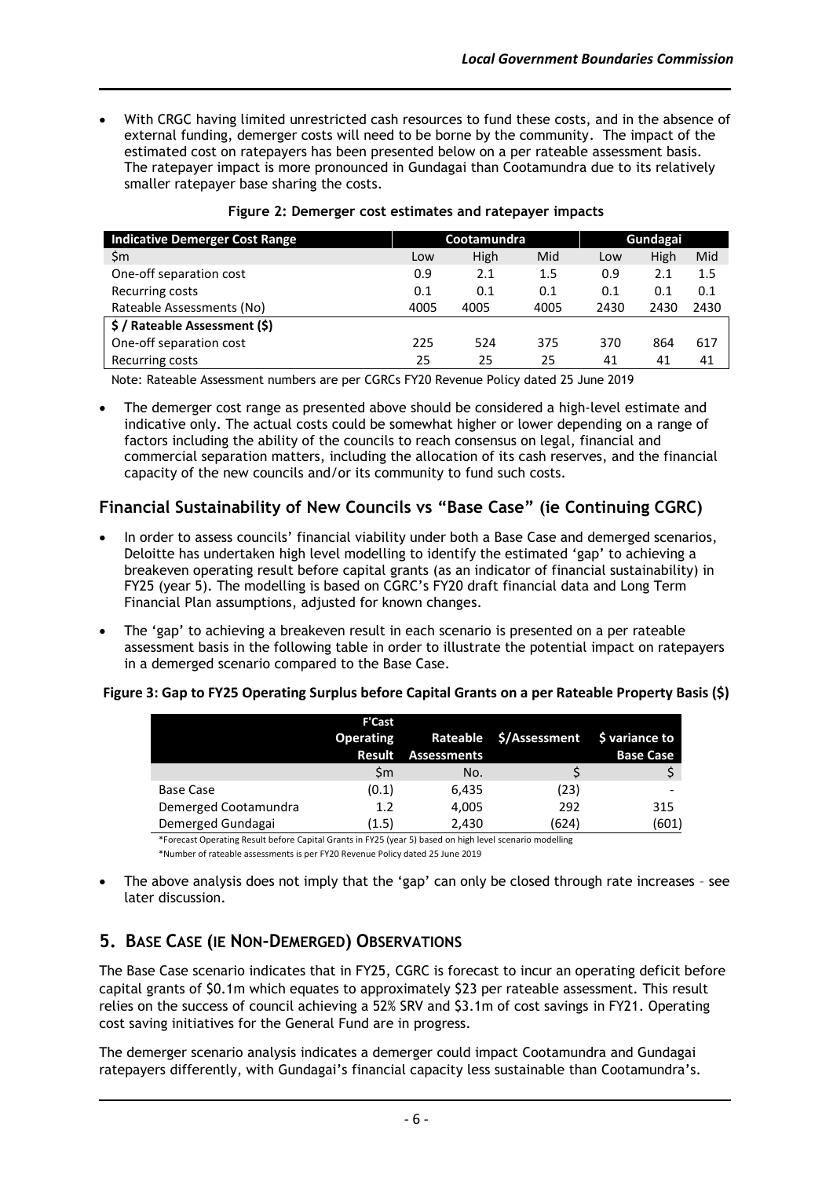- With CRGC having limited unrestricted cash resources to fund these costs, and in the absence of external funding, demerger costs will need to be borne by the community. The impact of the estimated cost on ratepayers has been presented below on a per rateable assessment basis. The ratepayer impact is more pronounced in Gundagai than Cootamundra due to its relatively smaller ratepayer base sharing the costs.

**Figure 2: Demerger cost estimates and ratepayer impacts**

| Indicative Demerger Cost Range | Cootamundra | | | Gundagai | | |
|---|---|---|---|---|---|---|
| $m | Low | High | Mid | Low | High | Mid |
| One-off separation cost | 0.9 | 2.1 | 1.5 | 0.9 | 2.1 | 1.5 |
| Recurring costs | 0.1 | 0.1 | 0.1 | 0.1 | 0.1 | 0.1 |
| Rateable Assessments (No) | 4005 | 4005 | 4005 | 2430 | 2430 | 2430 |
| **$ / Rateable Assessment ($)** | | | | | | |
| One-off separation cost | 225 | 524 | 375 | 370 | 864 | 617 |
| Recurring costs | 25 | 25 | 25 | 41 | 41 | 41 |

Note: Rateable Assessment numbers are per CGRCs FY20 Revenue Policy dated 25 June 2019

- The demerger cost range as presented above should be considered a high-level estimate and indicative only. The actual costs could be somewhat higher or lower depending on a range of factors including the ability of the councils to reach consensus on legal, financial and commercial separation matters, including the allocation of its cash reserves, and the financial capacity of the new councils and/or its community to fund such costs.

## Financial Sustainability of New Councils vs "Base Case" (ie Continuing CGRC)

- In order to assess councils' financial viability under both a Base Case and demerged scenarios, Deloitte has undertaken high level modelling to identify the estimated 'gap' to achieving a breakeven operating result before capital grants (as an indicator of financial sustainability) in FY25 (year 5). The modelling is based on CGRC's FY20 draft financial data and Long Term Financial Plan assumptions, adjusted for known changes.
- The 'gap' to achieving a breakeven result in each scenario is presented on a per rateable assessment basis in the following table in order to illustrate the potential impact on ratepayers in a demerged scenario compared to the Base Case.

**Figure 3: Gap to FY25 Operating Surplus before Capital Grants on a per Rateable Property Basis ($)**

| | F'Cast Operating Result | Rateable Assessments | $/Assessment | $ variance to Base Case |
|---|---|---|---|---|
| | $m | No. | $ | $ |
| Base Case | (0.1) | 6,435 | (23) | - |
| Demerged Cootamundra | 1.2 | 4,005 | 292 | 315 |
| Demerged Gundagai | (1.5) | 2,430 | (624) | (601) |

*Forecast Operating Result before Capital Grants in FY25 (year 5) based on high level scenario modelling

*Number of rateable assessments is per FY20 Revenue Policy dated 25 June 2019

- The above analysis does not imply that the 'gap' can only be closed through rate increases – see later discussion.

## 5. Base Case (ie Non-Demerged) Observations

The Base Case scenario indicates that in FY25, CGRC is forecast to incur an operating deficit before capital grants of $0.1m which equates to approximately $23 per rateable assessment. This result relies on the success of council achieving a 52% SRV and $3.1m of cost savings in FY21. Operating cost saving initiatives for the General Fund are in progress.

The demerger scenario analysis indicates a demerger could impact Cootamundra and Gundagai ratepayers differently, with Gundagai's financial capacity less sustainable than Cootamundra's.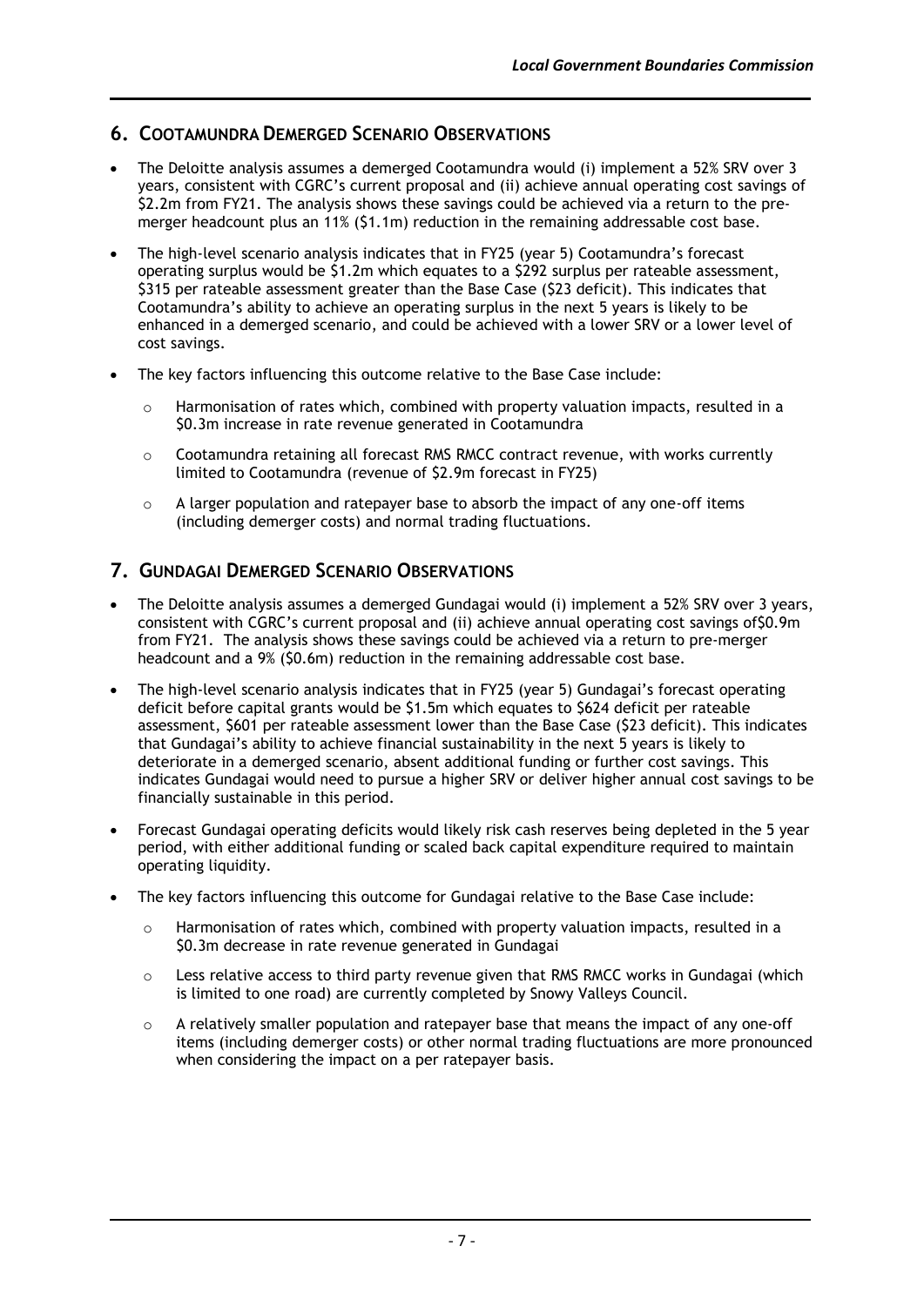## 6. Cootamundra Demerged Scenario Observations

- The Deloitte analysis assumes a demerged Cootamundra would (i) implement a 52% SRV over 3 years, consistent with CGRC's current proposal and (ii) achieve annual operating cost savings of $2.2m from FY21. The analysis shows these savings could be achieved via a return to the pre-merger headcount plus an 11% ($1.1m) reduction in the remaining addressable cost base.
- The high-level scenario analysis indicates that in FY25 (year 5) Cootamundra's forecast operating surplus would be $1.2m which equates to a $292 surplus per rateable assessment, $315 per rateable assessment greater than the Base Case ($23 deficit). This indicates that Cootamundra's ability to achieve an operating surplus in the next 5 years is likely to be enhanced in a demerged scenario, and could be achieved with a lower SRV or a lower level of cost savings.
- The key factors influencing this outcome relative to the Base Case include:
  - Harmonisation of rates which, combined with property valuation impacts, resulted in a $0.3m increase in rate revenue generated in Cootamundra
  - Cootamundra retaining all forecast RMS RMCC contract revenue, with works currently limited to Cootamundra (revenue of $2.9m forecast in FY25)
  - A larger population and ratepayer base to absorb the impact of any one-off items (including demerger costs) and normal trading fluctuations.

## 7. Gundagai Demerged Scenario Observations

- The Deloitte analysis assumes a demerged Gundagai would (i) implement a 52% SRV over 3 years, consistent with CGRC's current proposal and (ii) achieve annual operating cost savings of$0.9m from FY21. The analysis shows these savings could be achieved via a return to pre-merger headcount and a 9% ($0.6m) reduction in the remaining addressable cost base.
- The high-level scenario analysis indicates that in FY25 (year 5) Gundagai's forecast operating deficit before capital grants would be $1.5m which equates to $624 deficit per rateable assessment, $601 per rateable assessment lower than the Base Case ($23 deficit). This indicates that Gundagai's ability to achieve financial sustainability in the next 5 years is likely to deteriorate in a demerged scenario, absent additional funding or further cost savings. This indicates Gundagai would need to pursue a higher SRV or deliver higher annual cost savings to be financially sustainable in this period.
- Forecast Gundagai operating deficits would likely risk cash reserves being depleted in the 5 year period, with either additional funding or scaled back capital expenditure required to maintain operating liquidity.
- The key factors influencing this outcome for Gundagai relative to the Base Case include:
  - Harmonisation of rates which, combined with property valuation impacts, resulted in a $0.3m decrease in rate revenue generated in Gundagai
  - Less relative access to third party revenue given that RMS RMCC works in Gundagai (which is limited to one road) are currently completed by Snowy Valleys Council.
  - A relatively smaller population and ratepayer base that means the impact of any one-off items (including demerger costs) or other normal trading fluctuations are more pronounced when considering the impact on a per ratepayer basis.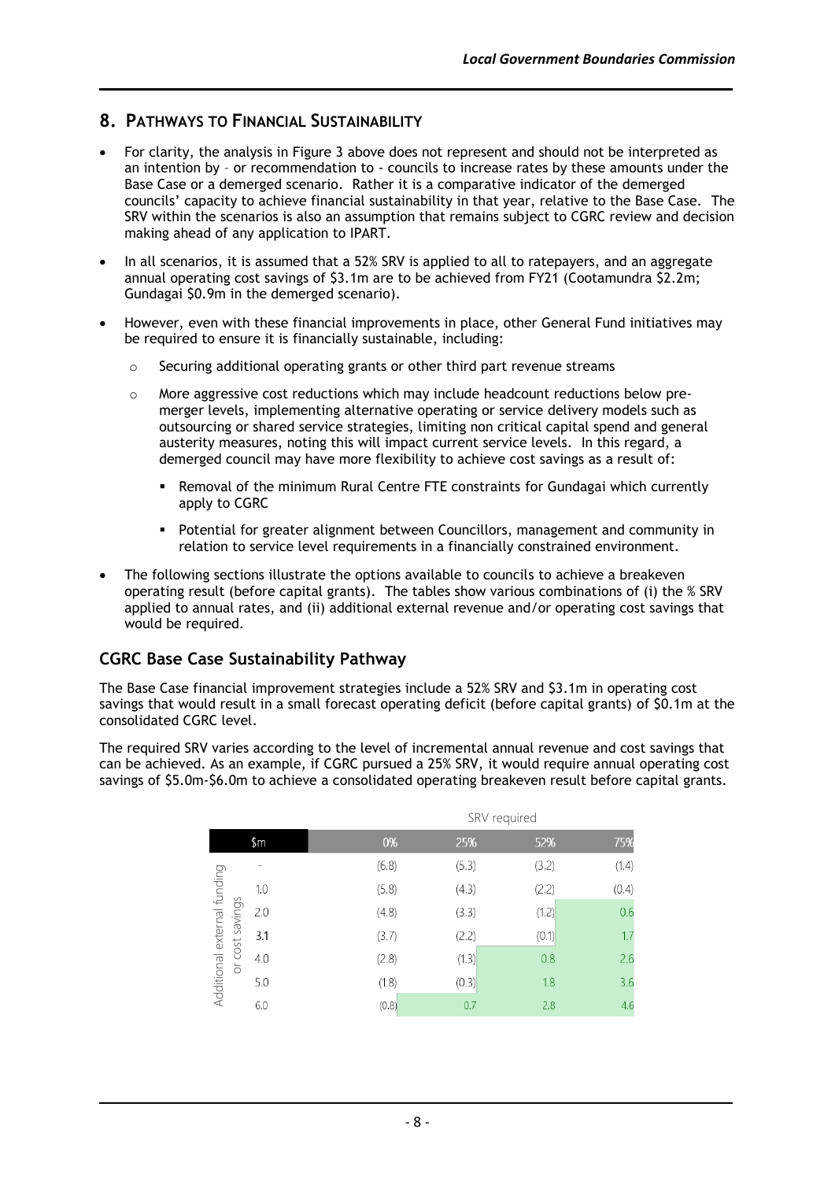## 8. PATHWAYS TO FINANCIAL SUSTAINABILITY

- For clarity, the analysis in Figure 3 above does not represent and should not be interpreted as an intention by – or recommendation to - councils to increase rates by these amounts under the Base Case or a demerged scenario. Rather it is a comparative indicator of the demerged councils' capacity to achieve financial sustainability in that year, relative to the Base Case. The SRV within the scenarios is also an assumption that remains subject to CGRC review and decision making ahead of any application to IPART.
- In all scenarios, it is assumed that a 52% SRV is applied to all to ratepayers, and an aggregate annual operating cost savings of $3.1m are to be achieved from FY21 (Cootamundra $2.2m; Gundagai $0.9m in the demerged scenario).
- However, even with these financial improvements in place, other General Fund initiatives may be required to ensure it is financially sustainable, including:
  - Securing additional operating grants or other third part revenue streams
  - More aggressive cost reductions which may include headcount reductions below pre-merger levels, implementing alternative operating or service delivery models such as outsourcing or shared service strategies, limiting non critical capital spend and general austerity measures, noting this will impact current service levels. In this regard, a demerged council may have more flexibility to achieve cost savings as a result of:
    - Removal of the minimum Rural Centre FTE constraints for Gundagai which currently apply to CGRC
    - Potential for greater alignment between Councillors, management and community in relation to service level requirements in a financially constrained environment.
- The following sections illustrate the options available to councils to achieve a breakeven operating result (before capital grants). The tables show various combinations of (i) the % SRV applied to annual rates, and (ii) additional external revenue and/or operating cost savings that would be required.

### CGRC Base Case Sustainability Pathway

The Base Case financial improvement strategies include a 52% SRV and $3.1m in operating cost savings that would result in a small forecast operating deficit (before capital grants) of $0.1m at the consolidated CGRC level.

The required SRV varies according to the level of incremental annual revenue and cost savings that can be achieved. As an example, if CGRC pursued a 25% SRV, it would require annual operating cost savings of $5.0m-$6.0m to achieve a consolidated operating breakeven result before capital grants.

| Additional external funding or cost savings ($m) | SRV required | | | |
|---|---|---|---|---|
| | 0% | 25% | 52% | 75% |
| - | (6.8) | (5.3) | (3.2) | (1.4) |
| 1.0 | (5.8) | (4.3) | (2.2) | (0.4) |
| 2.0 | (4.8) | (3.3) | (1.2) | 0.6 |
| 3.1 | (3.7) | (2.2) | (0.1) | 1.7 |
| 4.0 | (2.8) | (1.3) | 0.8 | 2.6 |
| 5.0 | (1.8) | (0.3) | 1.8 | 3.6 |
| 6.0 | (0.8) | 0.7 | 2.8 | 4.6 |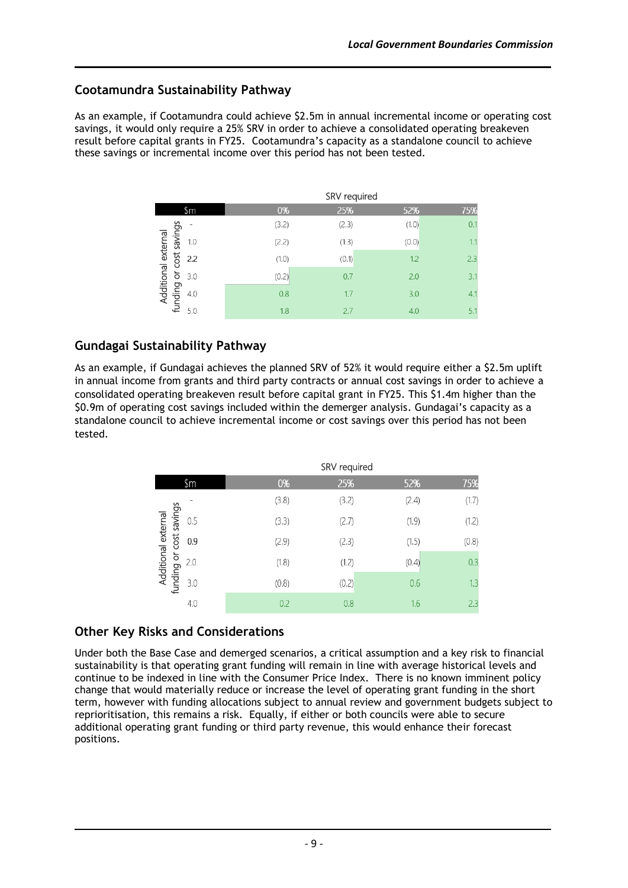## Cootamundra Sustainability Pathway

As an example, if Cootamundra could achieve \$2.5m in annual incremental income or operating cost savings, it would only require a 25% SRV in order to achieve a consolidated operating breakeven result before capital grants in FY25. Cootamundra's capacity as a standalone council to achieve these savings or incremental income over this period has not been tested.

| Additional external funding or cost savings ($m) | SRV required 0% | 25% | 52% | 75% |
|---|---|---|---|---|
| - | (3.2) | (2.3) | (1.0) | 0.1 |
| 1.0 | (2.2) | (1.3) | (0.0) | 1.1 |
| 2.2 | (1.0) | (0.1) | 1.2 | 2.3 |
| 3.0 | (0.2) | 0.7 | 2.0 | 3.1 |
| 4.0 | 0.8 | 1.7 | 3.0 | 4.1 |
| 5.0 | 1.8 | 2.7 | 4.0 | 5.1 |

## Gundagai Sustainability Pathway

As an example, if Gundagai achieves the planned SRV of 52% it would require either a \$2.5m uplift in annual income from grants and third party contracts or annual cost savings in order to achieve a consolidated operating breakeven result before capital grant in FY25. This \$1.4m higher than the \$0.9m of operating cost savings included within the demerger analysis. Gundagai's capacity as a standalone council to achieve incremental income or cost savings over this period has not been tested.

| Additional external funding or cost savings ($m) | SRV required 0% | 25% | 52% | 75% |
|---|---|---|---|---|
| - | (3.8) | (3.2) | (2.4) | (1.7) |
| 0.5 | (3.3) | (2.7) | (1.9) | (1.2) |
| 0.9 | (2.9) | (2.3) | (1.5) | (0.8) |
| 2.0 | (1.8) | (1.2) | (0.4) | 0.3 |
| 3.0 | (0.8) | (0.2) | 0.6 | 1.3 |
| 4.0 | 0.2 | 0.8 | 1.6 | 2.3 |

## Other Key Risks and Considerations

Under both the Base Case and demerged scenarios, a critical assumption and a key risk to financial sustainability is that operating grant funding will remain in line with average historical levels and continue to be indexed in line with the Consumer Price Index. There is no known imminent policy change that would materially reduce or increase the level of operating grant funding in the short term, however with funding allocations subject to annual review and government budgets subject to reprioritisation, this remains a risk. Equally, if either or both councils were able to secure additional operating grant funding or third party revenue, this would enhance their forecast positions.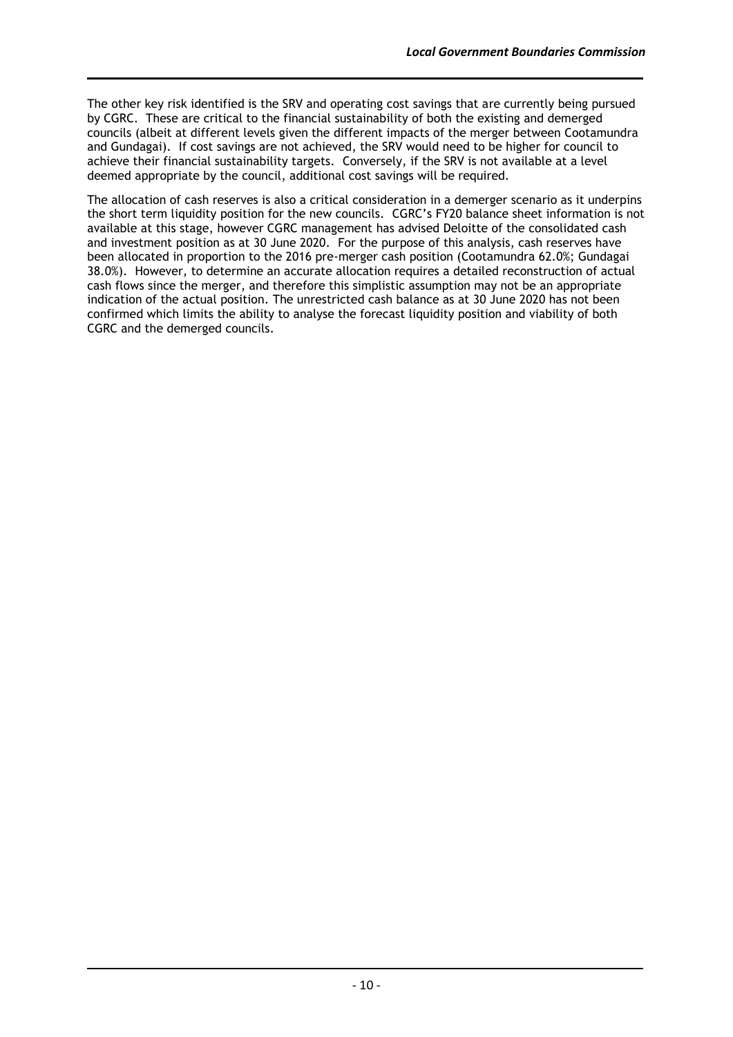The other key risk identified is the SRV and operating cost savings that are currently being pursued by CGRC. These are critical to the financial sustainability of both the existing and demerged councils (albeit at different levels given the different impacts of the merger between Cootamundra and Gundagai). If cost savings are not achieved, the SRV would need to be higher for council to achieve their financial sustainability targets. Conversely, if the SRV is not available at a level deemed appropriate by the council, additional cost savings will be required.

The allocation of cash reserves is also a critical consideration in a demerger scenario as it underpins the short term liquidity position for the new councils. CGRC's FY20 balance sheet information is not available at this stage, however CGRC management has advised Deloitte of the consolidated cash and investment position as at 30 June 2020. For the purpose of this analysis, cash reserves have been allocated in proportion to the 2016 pre-merger cash position (Cootamundra 62.0%; Gundagai 38.0%). However, to determine an accurate allocation requires a detailed reconstruction of actual cash flows since the merger, and therefore this simplistic assumption may not be an appropriate indication of the actual position. The unrestricted cash balance as at 30 June 2020 has not been confirmed which limits the ability to analyse the forecast liquidity position and viability of both CGRC and the demerged councils.